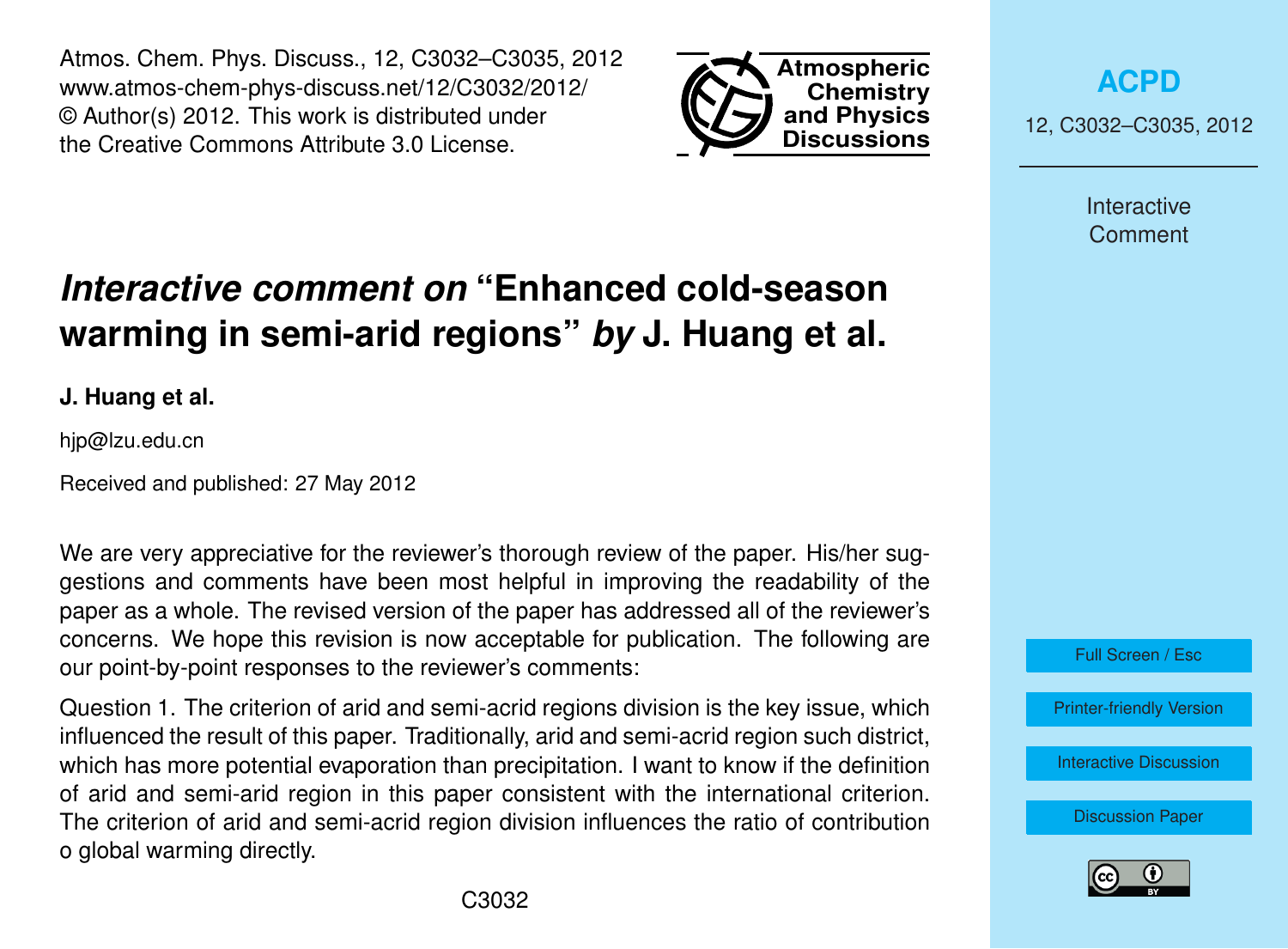# *Interactive comment on* "Enhanced cold-season warming in semi-arid regions" *by* J. Huang et al.

**J. Huang et al.**

hjp@lzu.edu.cn

Received and published: 27 May 2012

We are very appreciative for the reviewer's thorough review of the paper. His/her suggestions and comments have been most helpful in improving the readability of the paper as a whole. The revised version of the paper has addressed all of the reviewer's concerns. We hope this revision is now acceptable for publication. The following are our point-by-point responses to the reviewer's comments:

Question 1. The criterion of arid and semi-acrid regions division is the key issue, which influenced the result of this paper. Traditionally, arid and semi-acrid region such district, which has more potential evaporation than precipitation. I want to know if the definition of arid and semi-arid region in this paper consistent with the international criterion. The criterion of arid and semi-acrid region division influences the ratio of contribution o global warming directly.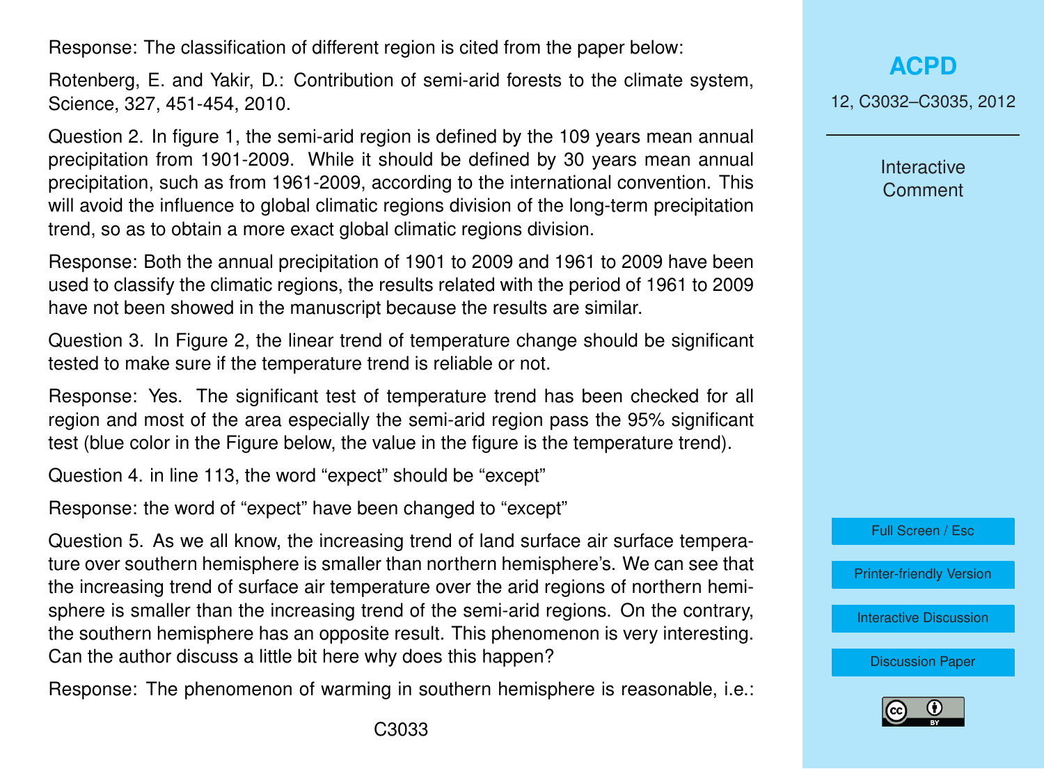Response: The classification of different region is cited from the paper below:

Rotenberg, E. and Yakir, D.: Contribution of semi-arid forests to the climate system, Science, 327, 451-454, 2010.

Question 2. In figure 1, the semi-arid region is defined by the 109 years mean annual precipitation from 1901-2009. While it should be defined by 30 years mean annual precipitation, such as from 1961-2009, according to the international convention. This will avoid the influence to global climatic regions division of the long-term precipitation trend, so as to obtain a more exact global climatic regions division.

Response: Both the annual precipitation of 1901 to 2009 and 1961 to 2009 have been used to classify the climatic regions, the results related with the period of 1961 to 2009 have not been showed in the manuscript because the results are similar.

Question 3. In Figure 2, the linear trend of temperature change should be significant tested to make sure if the temperature trend is reliable or not.

Response: Yes. The significant test of temperature trend has been checked for all region and most of the area especially the semi-arid region pass the 95% significant test (blue color in the Figure below, the value in the figure is the temperature trend).

Question 4. in line 113, the word "expect" should be "except"

Response: the word of "expect" have been changed to "except"

Question 5. As we all know, the increasing trend of land surface air surface temperature over southern hemisphere is smaller than northern hemisphere's. We can see that the increasing trend of surface air temperature over the arid regions of northern hemisphere is smaller than the increasing trend of the semi-arid regions. On the contrary, the southern hemisphere has an opposite result. This phenomenon is very interesting. Can the author discuss a little bit here why does this happen?

Response: The phenomenon of warming in southern hemisphere is reasonable, i.e.: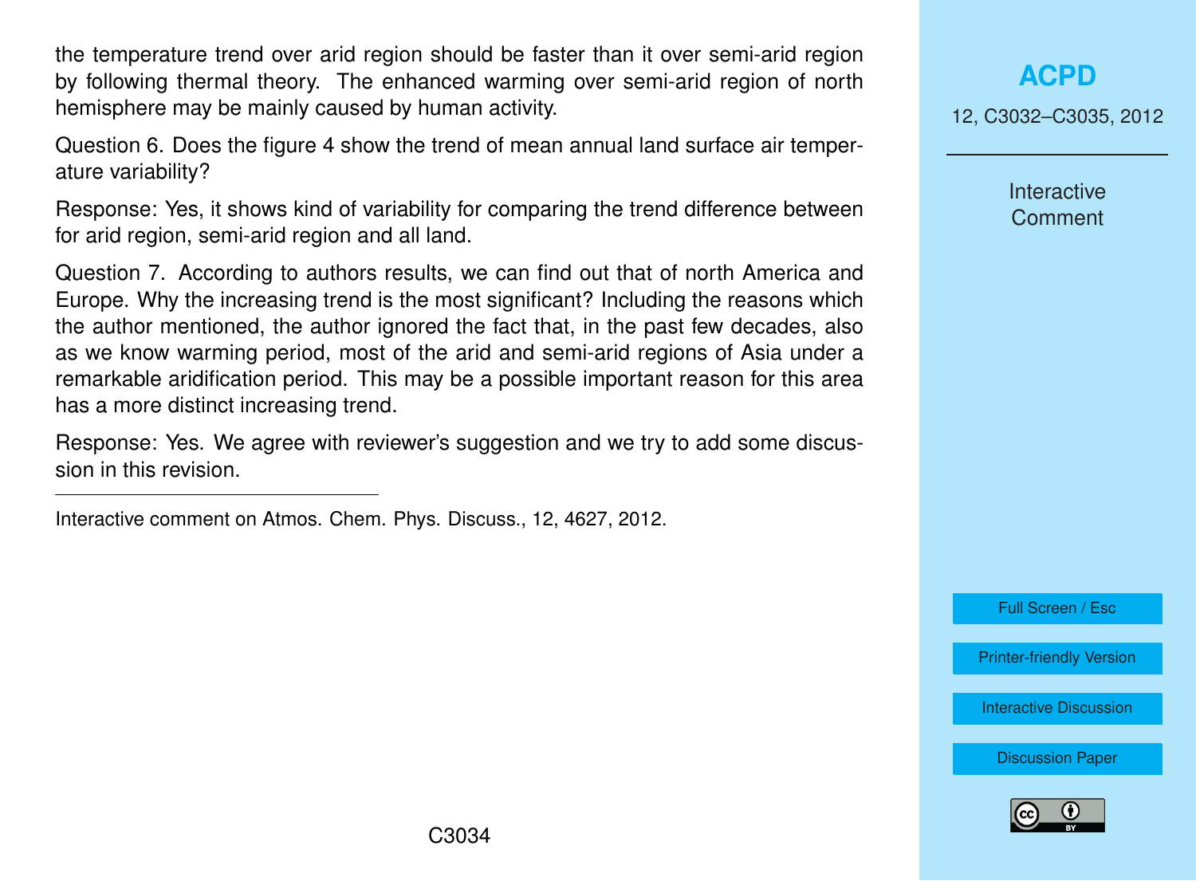the temperature trend over arid region should be faster than it over semi-arid region by following thermal theory. The enhanced warming over semi-arid region of north hemisphere may be mainly caused by human activity.

Question 6. Does the figure 4 show the trend of mean annual land surface air temperature variability?

Response: Yes, it shows kind of variability for comparing the trend difference between for arid region, semi-arid region and all land.

Question 7. According to authors results, we can find out that of north America and Europe. Why the increasing trend is the most significant? Including the reasons which the author mentioned, the author ignored the fact that, in the past few decades, also as we know warming period, most of the arid and semi-arid regions of Asia under a remarkable aridification period. This may be a possible important reason for this area has a more distinct increasing trend.

Response: Yes. We agree with reviewer's suggestion and we try to add some discussion in this revision.

---

Interactive comment on Atmos. Chem. Phys. Discuss., 12, 4627, 2012.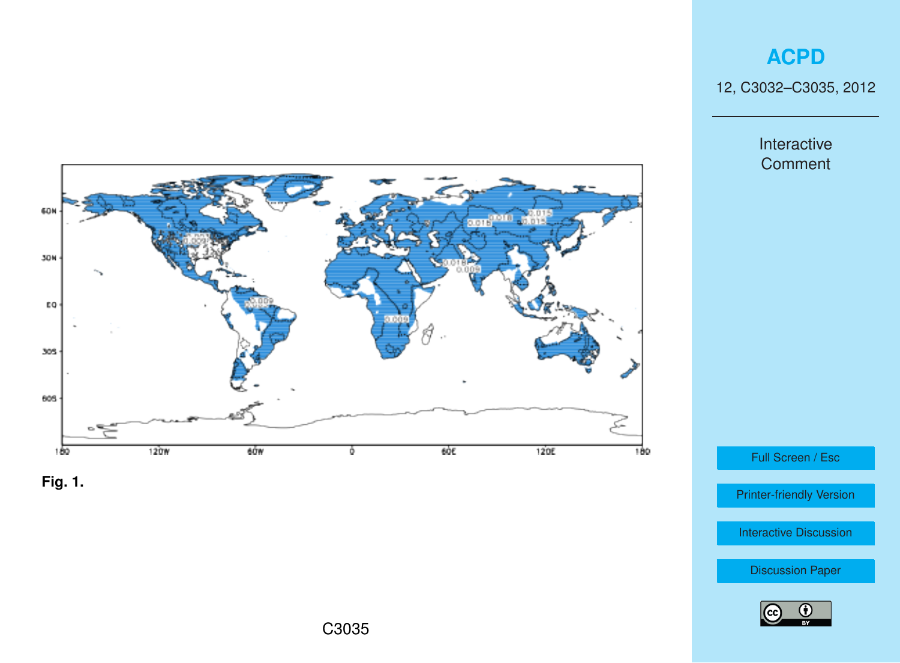60N
30N
EQ
30S
60S
180
120W
60W
0
60E
120E
180
0.009
0.009
0.018
0.018
0.015
0.015
0.018
0.009
0.009
0.009
0.009

**Fig. 1.**